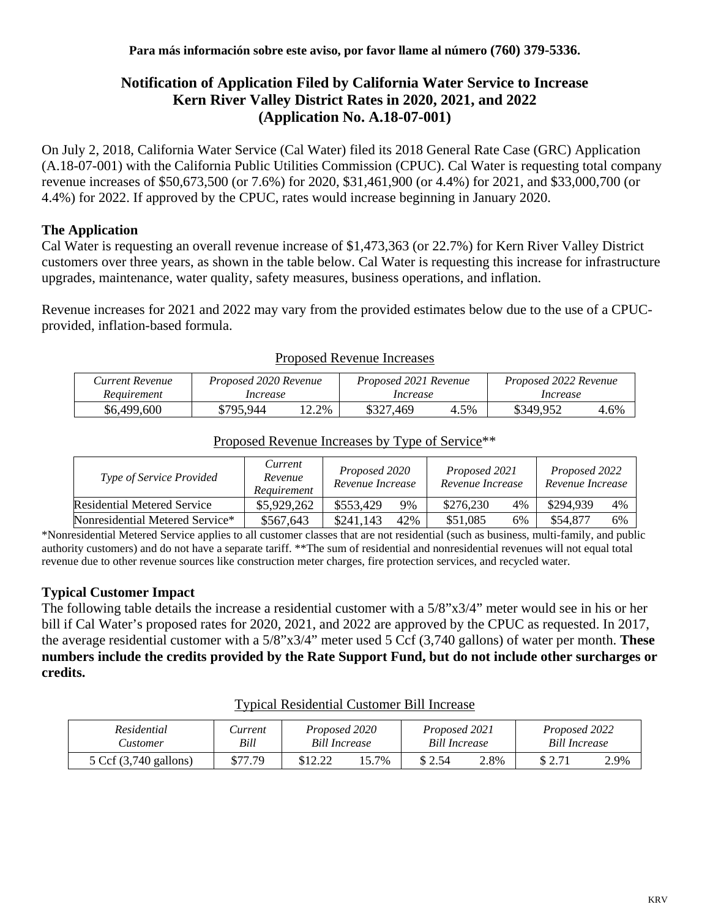**Para más información sobre este aviso, por favor llame al número (760) 379-5336.**

# Notification of Application Filed by California Water Service to Increase Kern River Valley District Rates in 2020, 2021, and 2022 (Application No. A.18-07-001)

On July 2, 2018, California Water Service (Cal Water) filed its 2018 General Rate Case (GRC) Application (A.18-07-001) with the California Public Utilities Commission (CPUC). Cal Water is requesting total company revenue increases of $50,673,500 (or 7.6%) for 2020, $31,461,900 (or 4.4%) for 2021, and $33,000,700 (or 4.4%) for 2022. If approved by the CPUC, rates would increase beginning in January 2020.

## The Application

Cal Water is requesting an overall revenue increase of $1,473,363 (or 22.7%) for Kern River Valley District customers over three years, as shown in the table below. Cal Water is requesting this increase for infrastructure upgrades, maintenance, water quality, safety measures, business operations, and inflation.

Revenue increases for 2021 and 2022 may vary from the provided estimates below due to the use of a CPUC-provided, inflation-based formula.

Proposed Revenue Increases

| *Current Revenue Requirement* | *Proposed 2020 Revenue Increase* | | *Proposed 2021 Revenue Increase* | | *Proposed 2022 Revenue Increase* | |
|---|---|---|---|---|---|---|
| $6,499,600 | $795,944 | 12.2% | $327,469 | 4.5% | $349,952 | 4.6% |

Proposed Revenue Increases by Type of Service**

| *Type of Service Provided* | *Current Revenue Requirement* | *Proposed 2020 Revenue Increase* | | *Proposed 2021 Revenue Increase* | | *Proposed 2022 Revenue Increase* | |
|---|---|---|---|---|---|---|---|
| Residential Metered Service | $5,929,262 | $553,429 | 9% | $276,230 | 4% | $294,939 | 4% |
| Nonresidential Metered Service* | $567,643 | $241,143 | 42% | $51,085 | 6% | $54,877 | 6% |

*Nonresidential Metered Service applies to all customer classes that are not residential (such as business, multi-family, and public authority customers) and do not have a separate tariff. **The sum of residential and nonresidential revenues will not equal total revenue due to other revenue sources like construction meter charges, fire protection services, and recycled water.

## Typical Customer Impact

The following table details the increase a residential customer with a 5/8"x3/4" meter would see in his or her bill if Cal Water's proposed rates for 2020, 2021, and 2022 are approved by the CPUC as requested. In 2017, the average residential customer with a 5/8"x3/4" meter used 5 Ccf (3,740 gallons) of water per month. **These numbers include the credits provided by the Rate Support Fund, but do not include other surcharges or credits.**

Typical Residential Customer Bill Increase

| *Residential Customer* | *Current Bill* | *Proposed 2020 Bill Increase* | | *Proposed 2021 Bill Increase* | | *Proposed 2022 Bill Increase* | |
|---|---|---|---|---|---|---|---|
| 5 Ccf (3,740 gallons) | $77.79 | $12.22 | 15.7% | $ 2.54 | 2.8% | $ 2.71 | 2.9% |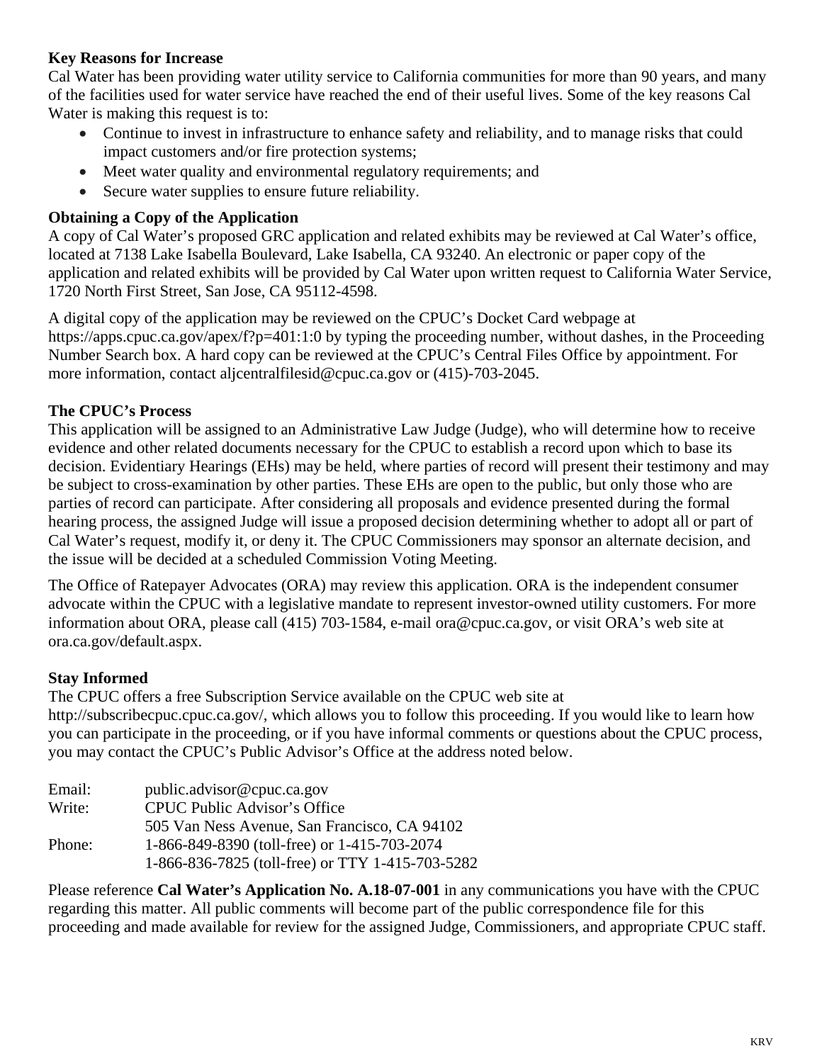**Key Reasons for Increase**

Cal Water has been providing water utility service to California communities for more than 90 years, and many of the facilities used for water service have reached the end of their useful lives. Some of the key reasons Cal Water is making this request is to:

- Continue to invest in infrastructure to enhance safety and reliability, and to manage risks that could impact customers and/or fire protection systems;
- Meet water quality and environmental regulatory requirements; and
- Secure water supplies to ensure future reliability.

**Obtaining a Copy of the Application**

A copy of Cal Water's proposed GRC application and related exhibits may be reviewed at Cal Water's office, located at 7138 Lake Isabella Boulevard, Lake Isabella, CA 93240. An electronic or paper copy of the application and related exhibits will be provided by Cal Water upon written request to California Water Service, 1720 North First Street, San Jose, CA 95112-4598.

A digital copy of the application may be reviewed on the CPUC's Docket Card webpage at https://apps.cpuc.ca.gov/apex/f?p=401:1:0 by typing the proceeding number, without dashes, in the Proceeding Number Search box. A hard copy can be reviewed at the CPUC's Central Files Office by appointment. For more information, contact aljcentralfilesid@cpuc.ca.gov or (415)-703-2045.

**The CPUC's Process**

This application will be assigned to an Administrative Law Judge (Judge), who will determine how to receive evidence and other related documents necessary for the CPUC to establish a record upon which to base its decision. Evidentiary Hearings (EHs) may be held, where parties of record will present their testimony and may be subject to cross-examination by other parties. These EHs are open to the public, but only those who are parties of record can participate. After considering all proposals and evidence presented during the formal hearing process, the assigned Judge will issue a proposed decision determining whether to adopt all or part of Cal Water's request, modify it, or deny it. The CPUC Commissioners may sponsor an alternate decision, and the issue will be decided at a scheduled Commission Voting Meeting.

The Office of Ratepayer Advocates (ORA) may review this application. ORA is the independent consumer advocate within the CPUC with a legislative mandate to represent investor-owned utility customers. For more information about ORA, please call (415) 703-1584, e-mail ora@cpuc.ca.gov, or visit ORA's web site at ora.ca.gov/default.aspx.

**Stay Informed**

The CPUC offers a free Subscription Service available on the CPUC web site at http://subscribecpuc.cpuc.ca.gov/, which allows you to follow this proceeding. If you would like to learn how you can participate in the proceeding, or if you have informal comments or questions about the CPUC process, you may contact the CPUC's Public Advisor's Office at the address noted below.

| | |
|---|---|
| Email: | public.advisor@cpuc.ca.gov |
| Write: | CPUC Public Advisor's Office<br>505 Van Ness Avenue, San Francisco, CA 94102 |
| Phone: | 1-866-849-8390 (toll-free) or 1-415-703-2074<br>1-866-836-7825 (toll-free) or TTY 1-415-703-5282 |

Please reference **Cal Water's Application No. A.18-07-001** in any communications you have with the CPUC regarding this matter. All public comments will become part of the public correspondence file for this proceeding and made available for review for the assigned Judge, Commissioners, and appropriate CPUC staff.

KRV